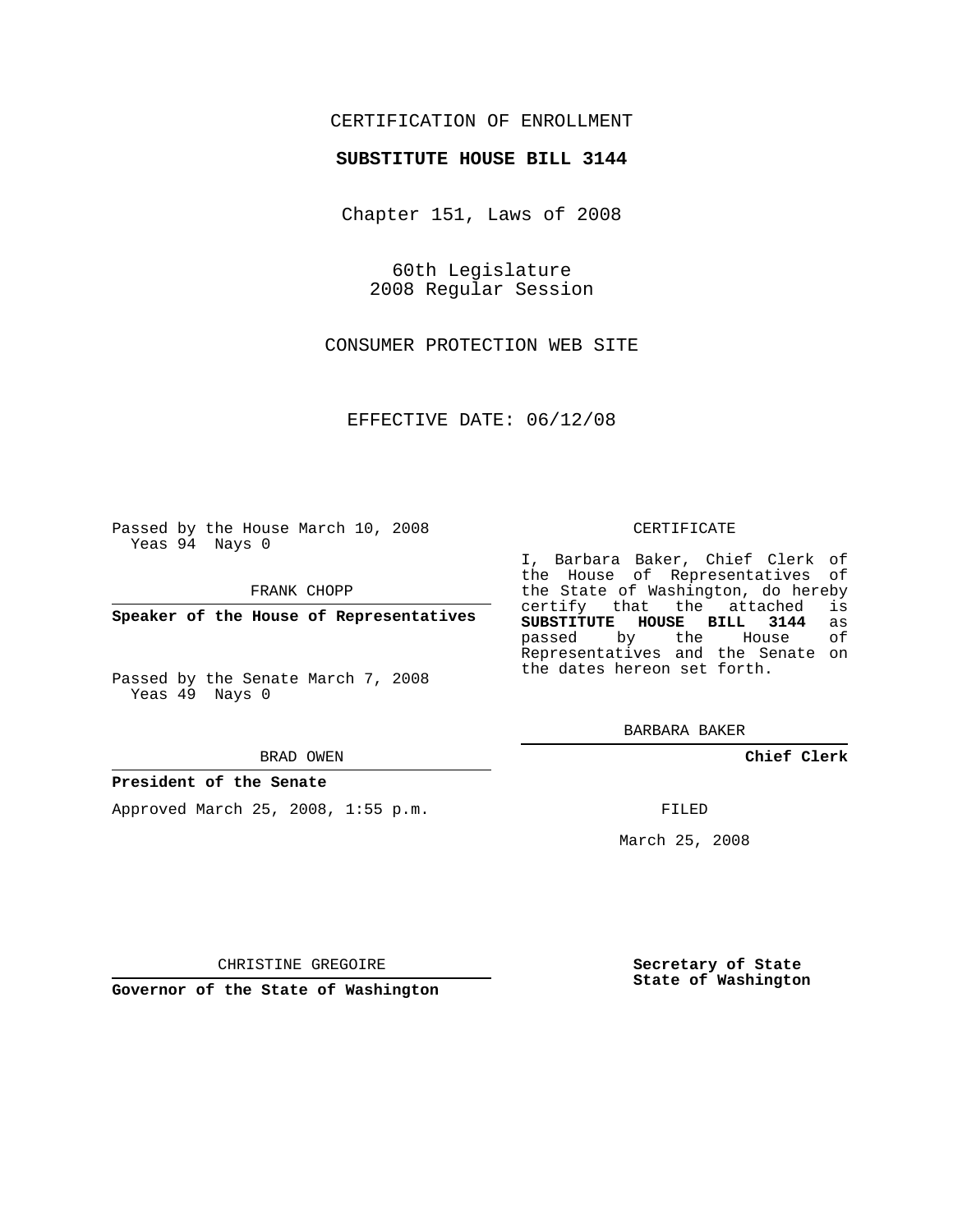CERTIFICATION OF ENROLLMENT

**SUBSTITUTE HOUSE BILL 3144**

Chapter 151, Laws of 2008

60th Legislature
2008 Regular Session

CONSUMER PROTECTION WEB SITE

EFFECTIVE DATE: 06/12/08

Passed by the House March 10, 2008
Yeas 94 Nays 0

FRANK CHOPP

**Speaker of the House of Representatives**

Passed by the Senate March 7, 2008
Yeas 49 Nays 0

BRAD OWEN

**President of the Senate**

Approved March 25, 2008, 1:55 p.m.

CHRISTINE GREGOIRE

**Governor of the State of Washington**

CERTIFICATE

I, Barbara Baker, Chief Clerk of the House of Representatives of the State of Washington, do hereby certify that the attached is **SUBSTITUTE HOUSE BILL 3144** as passed by the House of Representatives and the Senate on the dates hereon set forth.

BARBARA BAKER

**Chief Clerk**

FILED

March 25, 2008

**Secretary of State**
**State of Washington**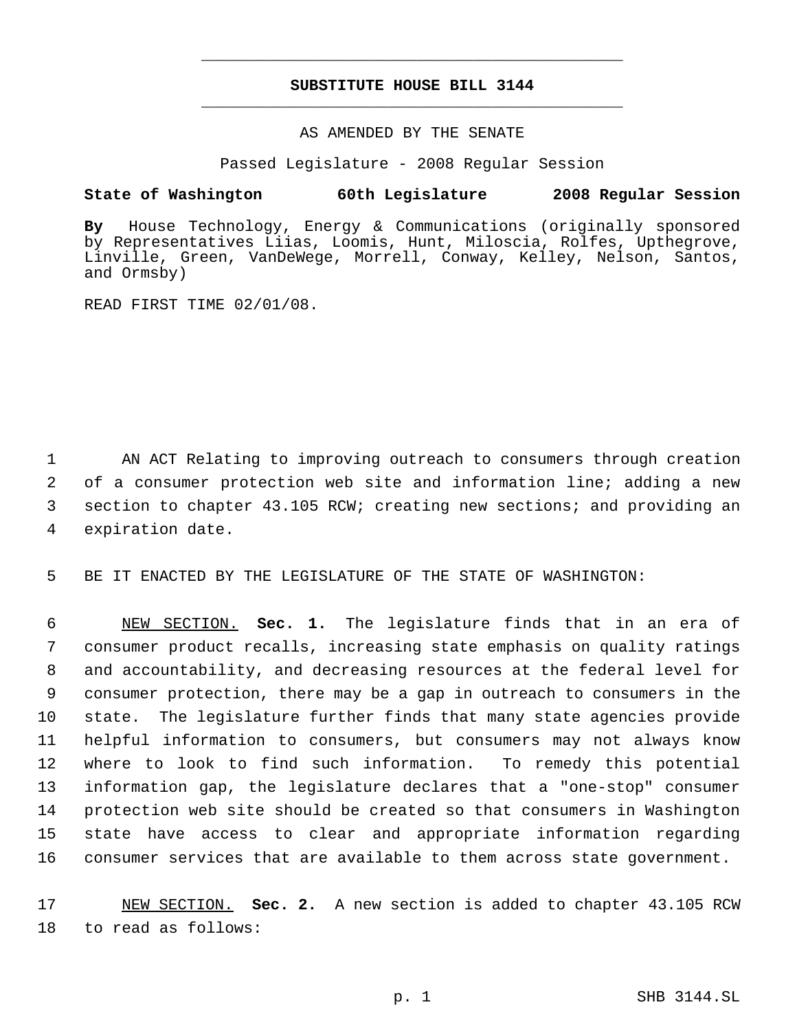# SUBSTITUTE HOUSE BILL 3144

AS AMENDED BY THE SENATE

Passed Legislature - 2008 Regular Session

**State of Washington 60th Legislature 2008 Regular Session**

**By** House Technology, Energy & Communications (originally sponsored by Representatives Liias, Loomis, Hunt, Miloscia, Rolfes, Upthegrove, Linville, Green, VanDeWege, Morrell, Conway, Kelley, Nelson, Santos, and Ormsby)

READ FIRST TIME 02/01/08.

AN ACT Relating to improving outreach to consumers through creation of a consumer protection web site and information line; adding a new section to chapter 43.105 RCW; creating new sections; and providing an expiration date.

BE IT ENACTED BY THE LEGISLATURE OF THE STATE OF WASHINGTON:

NEW SECTION. **Sec. 1.** The legislature finds that in an era of consumer product recalls, increasing state emphasis on quality ratings and accountability, and decreasing resources at the federal level for consumer protection, there may be a gap in outreach to consumers in the state. The legislature further finds that many state agencies provide helpful information to consumers, but consumers may not always know where to look to find such information. To remedy this potential information gap, the legislature declares that a "one-stop" consumer protection web site should be created so that consumers in Washington state have access to clear and appropriate information regarding consumer services that are available to them across state government.

NEW SECTION. **Sec. 2.** A new section is added to chapter 43.105 RCW to read as follows: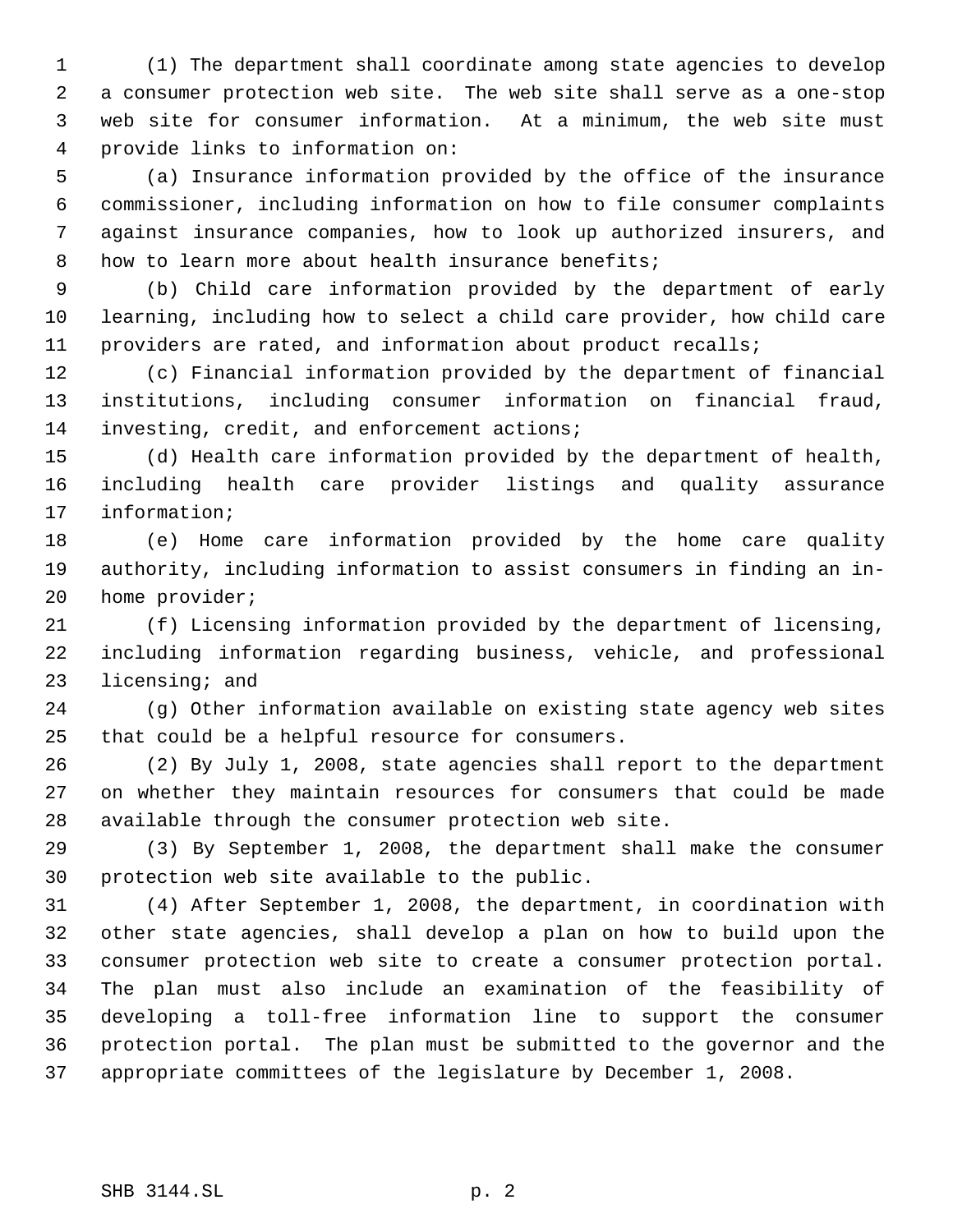(1) The department shall coordinate among state agencies to develop a consumer protection web site. The web site shall serve as a one-stop web site for consumer information. At a minimum, the web site must provide links to information on:

(a) Insurance information provided by the office of the insurance commissioner, including information on how to file consumer complaints against insurance companies, how to look up authorized insurers, and how to learn more about health insurance benefits;

(b) Child care information provided by the department of early learning, including how to select a child care provider, how child care providers are rated, and information about product recalls;

(c) Financial information provided by the department of financial institutions, including consumer information on financial fraud, investing, credit, and enforcement actions;

(d) Health care information provided by the department of health, including health care provider listings and quality assurance information;

(e) Home care information provided by the home care quality authority, including information to assist consumers in finding an in-home provider;

(f) Licensing information provided by the department of licensing, including information regarding business, vehicle, and professional licensing; and

(g) Other information available on existing state agency web sites that could be a helpful resource for consumers.

(2) By July 1, 2008, state agencies shall report to the department on whether they maintain resources for consumers that could be made available through the consumer protection web site.

(3) By September 1, 2008, the department shall make the consumer protection web site available to the public.

(4) After September 1, 2008, the department, in coordination with other state agencies, shall develop a plan on how to build upon the consumer protection web site to create a consumer protection portal. The plan must also include an examination of the feasibility of developing a toll-free information line to support the consumer protection portal. The plan must be submitted to the governor and the appropriate committees of the legislature by December 1, 2008.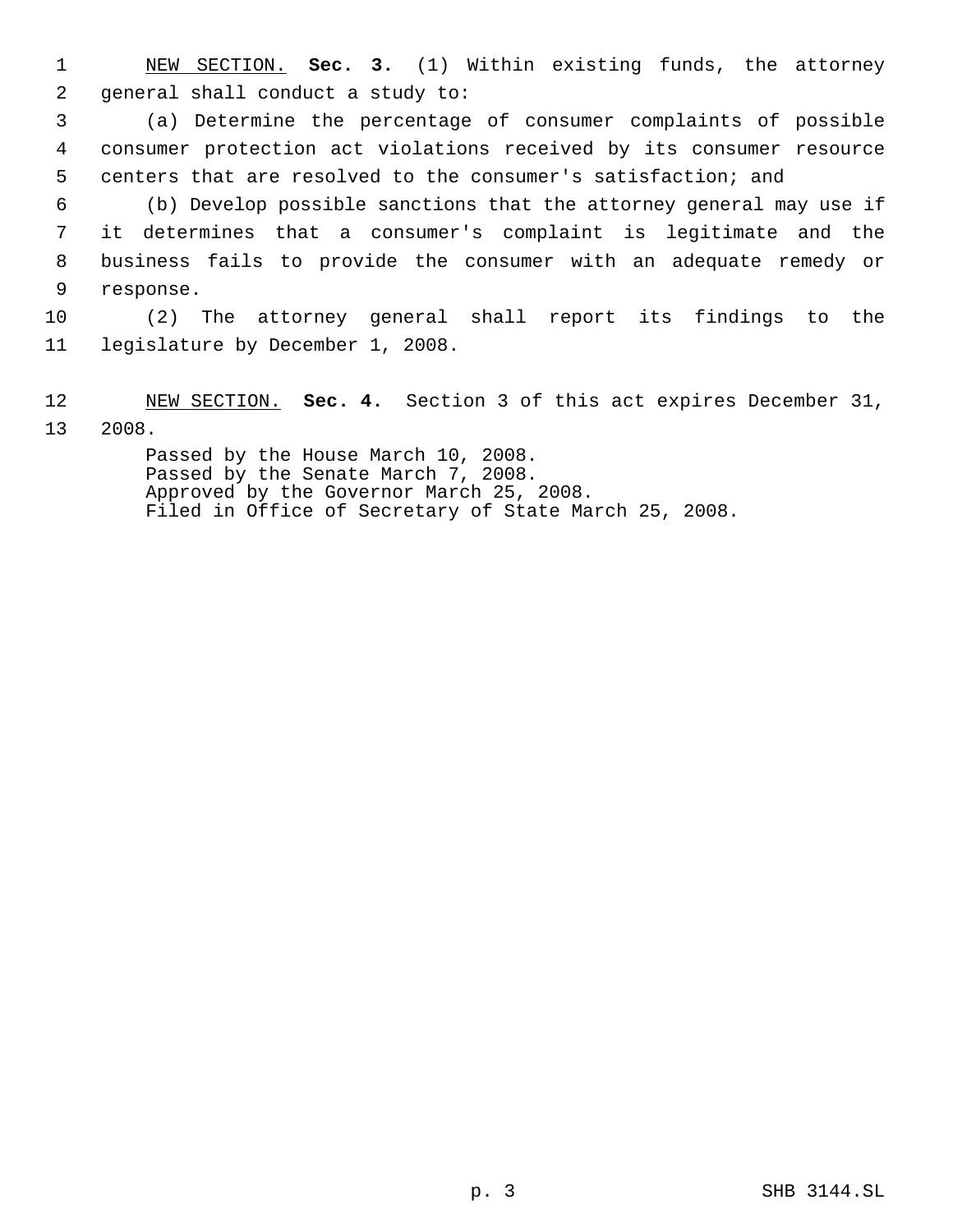NEW SECTION. **Sec. 3.** (1) Within existing funds, the attorney general shall conduct a study to:

(a) Determine the percentage of consumer complaints of possible consumer protection act violations received by its consumer resource centers that are resolved to the consumer's satisfaction; and

(b) Develop possible sanctions that the attorney general may use if it determines that a consumer's complaint is legitimate and the business fails to provide the consumer with an adequate remedy or response.

(2) The attorney general shall report its findings to the legislature by December 1, 2008.

NEW SECTION. **Sec. 4.** Section 3 of this act expires December 31, 2008.

Passed by the House March 10, 2008.
Passed by the Senate March 7, 2008.
Approved by the Governor March 25, 2008.
Filed in Office of Secretary of State March 25, 2008.